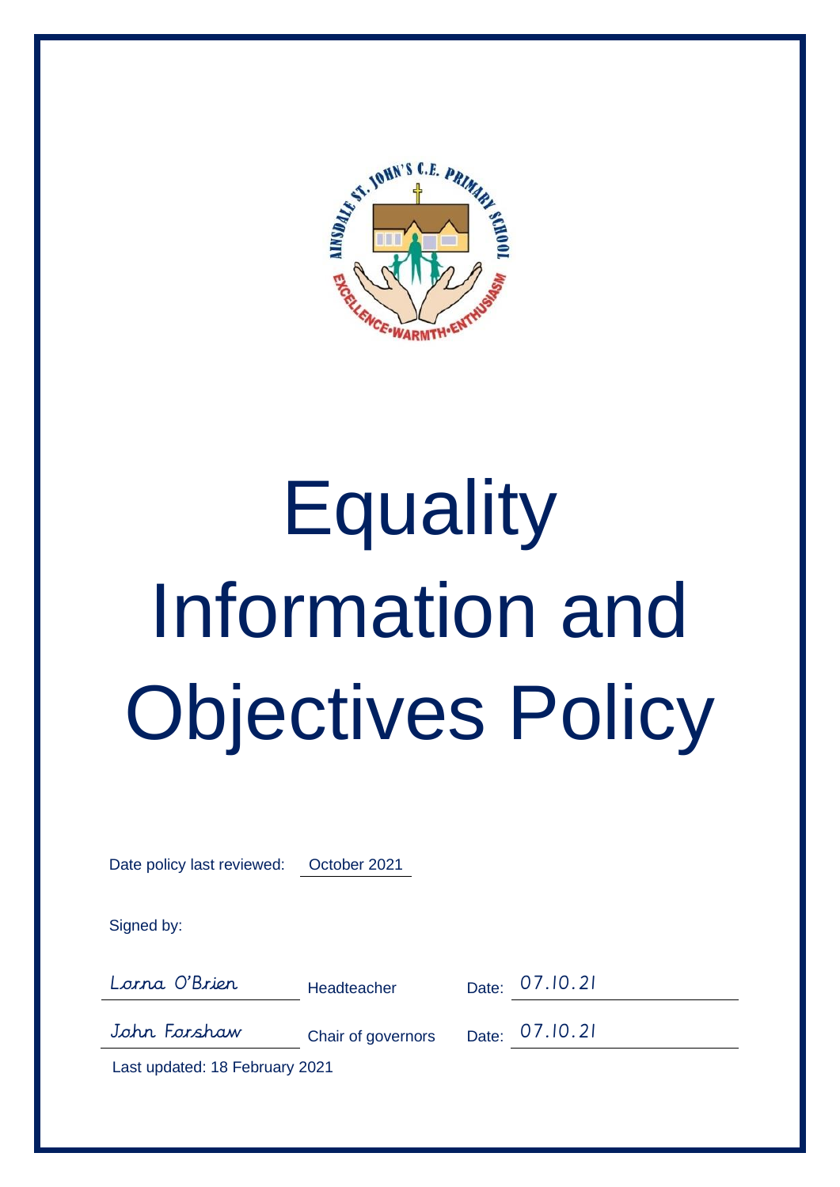# Equality Information and Objectives Policy

Date policy last reviewed: October 2021

Signed by:

| | | |
|---|---|---|
| Lorna O'Brien | Headteacher | Date: 07.10.21 |
| John Forshaw | Chair of governors | Date: 07.10.21 |

Last updated: 18 February 2021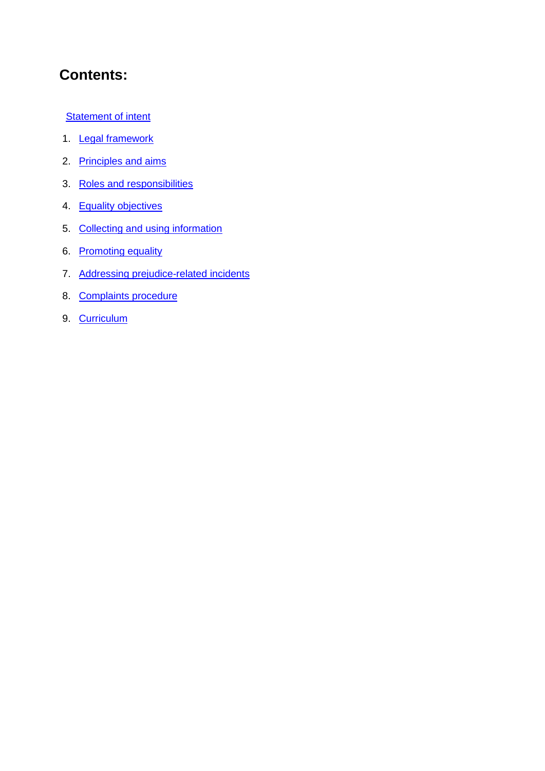## Contents:

Statement of intent

1. Legal framework
2. Principles and aims
3. Roles and responsibilities
4. Equality objectives
5. Collecting and using information
6. Promoting equality
7. Addressing prejudice-related incidents
8. Complaints procedure
9. Curriculum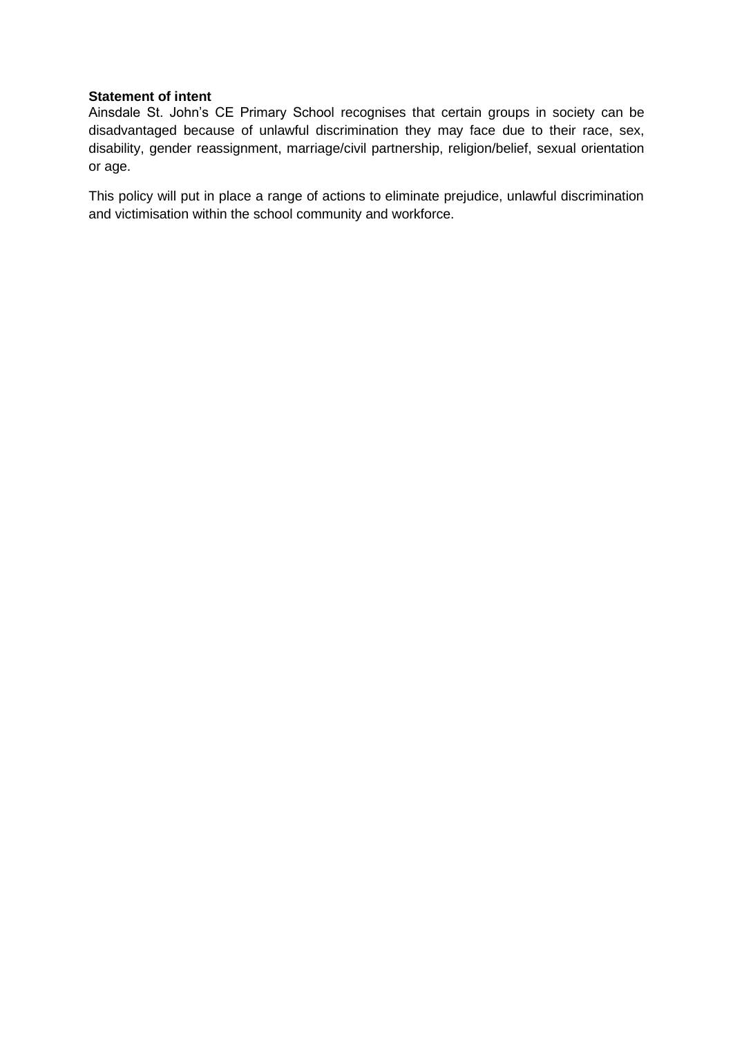**Statement of intent**

Ainsdale St. John's CE Primary School recognises that certain groups in society can be disadvantaged because of unlawful discrimination they may face due to their race, sex, disability, gender reassignment, marriage/civil partnership, religion/belief, sexual orientation or age.

This policy will put in place a range of actions to eliminate prejudice, unlawful discrimination and victimisation within the school community and workforce.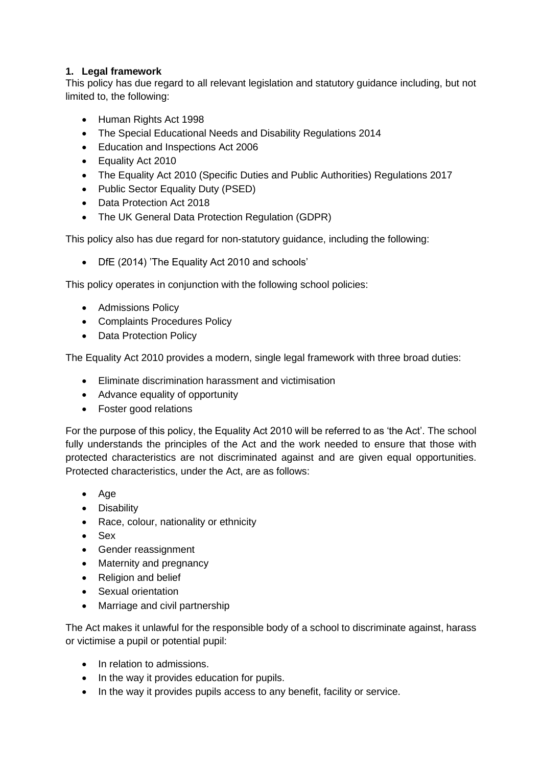## 1. Legal framework

This policy has due regard to all relevant legislation and statutory guidance including, but not limited to, the following:

- Human Rights Act 1998
- The Special Educational Needs and Disability Regulations 2014
- Education and Inspections Act 2006
- Equality Act 2010
- The Equality Act 2010 (Specific Duties and Public Authorities) Regulations 2017
- Public Sector Equality Duty (PSED)
- Data Protection Act 2018
- The UK General Data Protection Regulation (GDPR)

This policy also has due regard for non-statutory guidance, including the following:

- DfE (2014) 'The Equality Act 2010 and schools'

This policy operates in conjunction with the following school policies:

- Admissions Policy
- Complaints Procedures Policy
- Data Protection Policy

The Equality Act 2010 provides a modern, single legal framework with three broad duties:

- Eliminate discrimination harassment and victimisation
- Advance equality of opportunity
- Foster good relations

For the purpose of this policy, the Equality Act 2010 will be referred to as 'the Act'. The school fully understands the principles of the Act and the work needed to ensure that those with protected characteristics are not discriminated against and are given equal opportunities. Protected characteristics, under the Act, are as follows:

- Age
- Disability
- Race, colour, nationality or ethnicity
- Sex
- Gender reassignment
- Maternity and pregnancy
- Religion and belief
- Sexual orientation
- Marriage and civil partnership

The Act makes it unlawful for the responsible body of a school to discriminate against, harass or victimise a pupil or potential pupil:

- In relation to admissions.
- In the way it provides education for pupils.
- In the way it provides pupils access to any benefit, facility or service.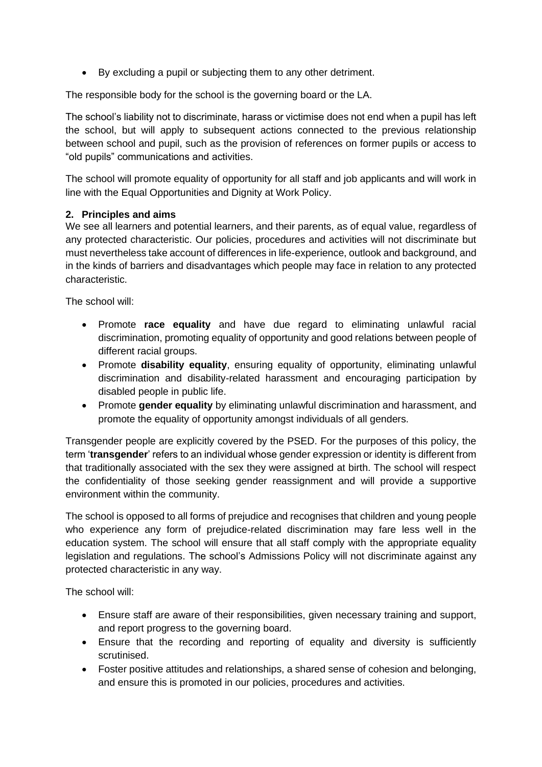- By excluding a pupil or subjecting them to any other detriment.

The responsible body for the school is the governing board or the LA.

The school's liability not to discriminate, harass or victimise does not end when a pupil has left the school, but will apply to subsequent actions connected to the previous relationship between school and pupil, such as the provision of references on former pupils or access to "old pupils" communications and activities.

The school will promote equality of opportunity for all staff and job applicants and will work in line with the Equal Opportunities and Dignity at Work Policy.

## 2. Principles and aims

We see all learners and potential learners, and their parents, as of equal value, regardless of any protected characteristic. Our policies, procedures and activities will not discriminate but must nevertheless take account of differences in life-experience, outlook and background, and in the kinds of barriers and disadvantages which people may face in relation to any protected characteristic.

The school will:

- Promote **race equality** and have due regard to eliminating unlawful racial discrimination, promoting equality of opportunity and good relations between people of different racial groups.
- Promote **disability equality**, ensuring equality of opportunity, eliminating unlawful discrimination and disability-related harassment and encouraging participation by disabled people in public life.
- Promote **gender equality** by eliminating unlawful discrimination and harassment, and promote the equality of opportunity amongst individuals of all genders.

Transgender people are explicitly covered by the PSED. For the purposes of this policy, the term '**transgender**' refers to an individual whose gender expression or identity is different from that traditionally associated with the sex they were assigned at birth. The school will respect the confidentiality of those seeking gender reassignment and will provide a supportive environment within the community.

The school is opposed to all forms of prejudice and recognises that children and young people who experience any form of prejudice-related discrimination may fare less well in the education system. The school will ensure that all staff comply with the appropriate equality legislation and regulations. The school's Admissions Policy will not discriminate against any protected characteristic in any way.

The school will:

- Ensure staff are aware of their responsibilities, given necessary training and support, and report progress to the governing board.
- Ensure that the recording and reporting of equality and diversity is sufficiently scrutinised.
- Foster positive attitudes and relationships, a shared sense of cohesion and belonging, and ensure this is promoted in our policies, procedures and activities.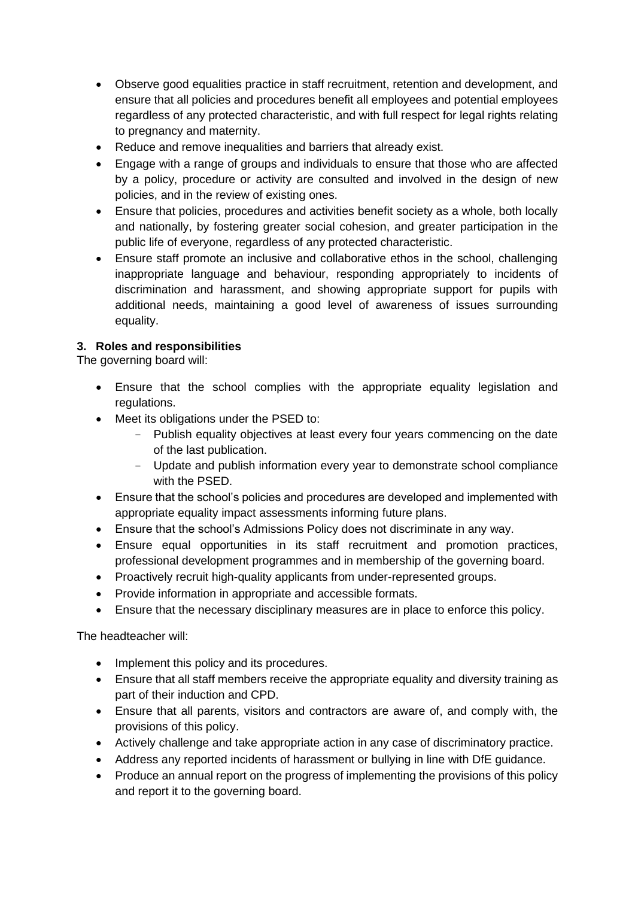- Observe good equalities practice in staff recruitment, retention and development, and ensure that all policies and procedures benefit all employees and potential employees regardless of any protected characteristic, and with full respect for legal rights relating to pregnancy and maternity.
- Reduce and remove inequalities and barriers that already exist.
- Engage with a range of groups and individuals to ensure that those who are affected by a policy, procedure or activity are consulted and involved in the design of new policies, and in the review of existing ones.
- Ensure that policies, procedures and activities benefit society as a whole, both locally and nationally, by fostering greater social cohesion, and greater participation in the public life of everyone, regardless of any protected characteristic.
- Ensure staff promote an inclusive and collaborative ethos in the school, challenging inappropriate language and behaviour, responding appropriately to incidents of discrimination and harassment, and showing appropriate support for pupils with additional needs, maintaining a good level of awareness of issues surrounding equality.

## 3. Roles and responsibilities

The governing board will:

- Ensure that the school complies with the appropriate equality legislation and regulations.
- Meet its obligations under the PSED to:
  - Publish equality objectives at least every four years commencing on the date of the last publication.
  - Update and publish information every year to demonstrate school compliance with the PSED.
- Ensure that the school's policies and procedures are developed and implemented with appropriate equality impact assessments informing future plans.
- Ensure that the school's Admissions Policy does not discriminate in any way.
- Ensure equal opportunities in its staff recruitment and promotion practices, professional development programmes and in membership of the governing board.
- Proactively recruit high-quality applicants from under-represented groups.
- Provide information in appropriate and accessible formats.
- Ensure that the necessary disciplinary measures are in place to enforce this policy.

The headteacher will:

- Implement this policy and its procedures.
- Ensure that all staff members receive the appropriate equality and diversity training as part of their induction and CPD.
- Ensure that all parents, visitors and contractors are aware of, and comply with, the provisions of this policy.
- Actively challenge and take appropriate action in any case of discriminatory practice.
- Address any reported incidents of harassment or bullying in line with DfE guidance.
- Produce an annual report on the progress of implementing the provisions of this policy and report it to the governing board.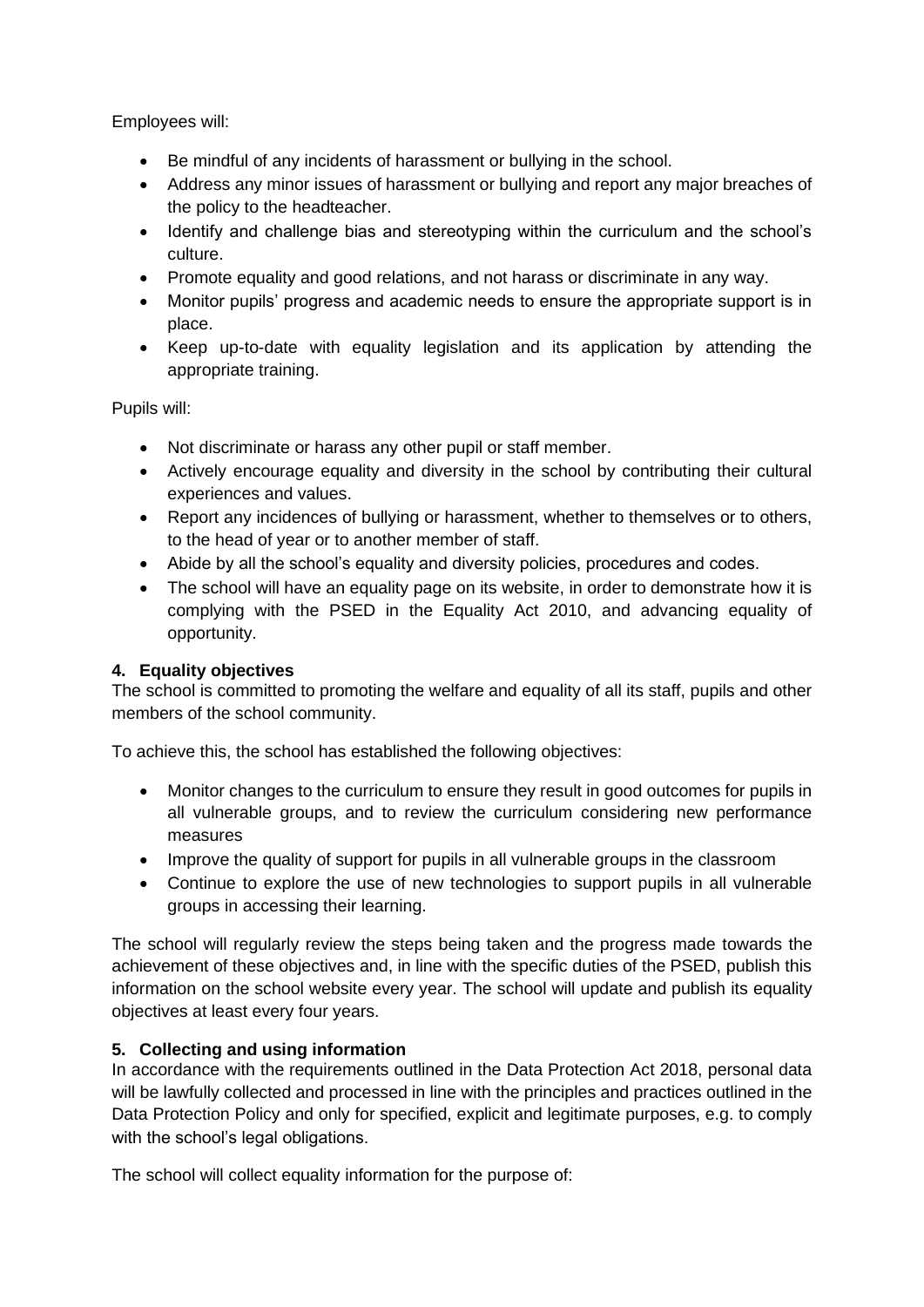Employees will:

- Be mindful of any incidents of harassment or bullying in the school.
- Address any minor issues of harassment or bullying and report any major breaches of the policy to the headteacher.
- Identify and challenge bias and stereotyping within the curriculum and the school's culture.
- Promote equality and good relations, and not harass or discriminate in any way.
- Monitor pupils' progress and academic needs to ensure the appropriate support is in place.
- Keep up-to-date with equality legislation and its application by attending the appropriate training.

Pupils will:

- Not discriminate or harass any other pupil or staff member.
- Actively encourage equality and diversity in the school by contributing their cultural experiences and values.
- Report any incidences of bullying or harassment, whether to themselves or to others, to the head of year or to another member of staff.
- Abide by all the school's equality and diversity policies, procedures and codes.
- The school will have an equality page on its website, in order to demonstrate how it is complying with the PSED in the Equality Act 2010, and advancing equality of opportunity.

## 4. Equality objectives

The school is committed to promoting the welfare and equality of all its staff, pupils and other members of the school community.

To achieve this, the school has established the following objectives:

- Monitor changes to the curriculum to ensure they result in good outcomes for pupils in all vulnerable groups, and to review the curriculum considering new performance measures
- Improve the quality of support for pupils in all vulnerable groups in the classroom
- Continue to explore the use of new technologies to support pupils in all vulnerable groups in accessing their learning.

The school will regularly review the steps being taken and the progress made towards the achievement of these objectives and, in line with the specific duties of the PSED, publish this information on the school website every year. The school will update and publish its equality objectives at least every four years.

## 5. Collecting and using information

In accordance with the requirements outlined in the Data Protection Act 2018, personal data will be lawfully collected and processed in line with the principles and practices outlined in the Data Protection Policy and only for specified, explicit and legitimate purposes, e.g. to comply with the school's legal obligations.

The school will collect equality information for the purpose of: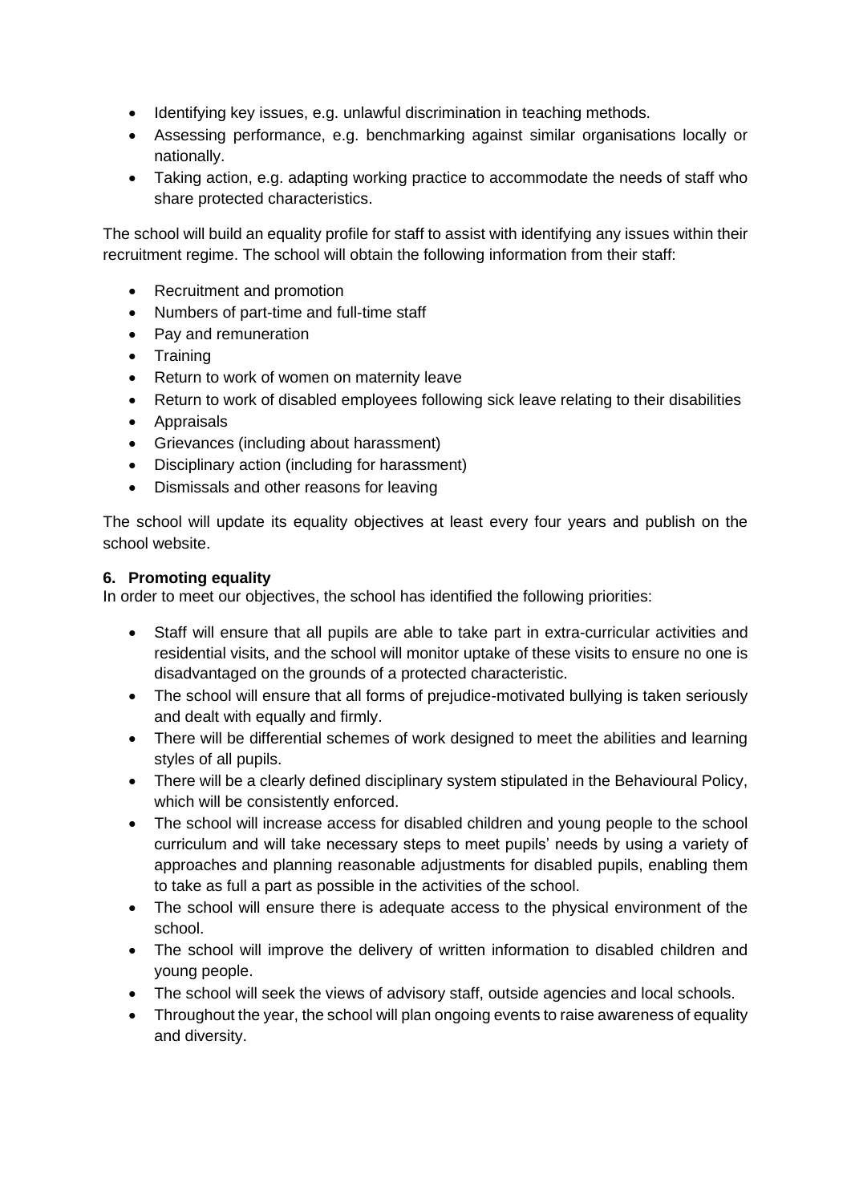- Identifying key issues, e.g. unlawful discrimination in teaching methods.
- Assessing performance, e.g. benchmarking against similar organisations locally or nationally.
- Taking action, e.g. adapting working practice to accommodate the needs of staff who share protected characteristics.

The school will build an equality profile for staff to assist with identifying any issues within their recruitment regime. The school will obtain the following information from their staff:

- Recruitment and promotion
- Numbers of part-time and full-time staff
- Pay and remuneration
- Training
- Return to work of women on maternity leave
- Return to work of disabled employees following sick leave relating to their disabilities
- Appraisals
- Grievances (including about harassment)
- Disciplinary action (including for harassment)
- Dismissals and other reasons for leaving

The school will update its equality objectives at least every four years and publish on the school website.

**6. Promoting equality**

In order to meet our objectives, the school has identified the following priorities:

- Staff will ensure that all pupils are able to take part in extra-curricular activities and residential visits, and the school will monitor uptake of these visits to ensure no one is disadvantaged on the grounds of a protected characteristic.
- The school will ensure that all forms of prejudice-motivated bullying is taken seriously and dealt with equally and firmly.
- There will be differential schemes of work designed to meet the abilities and learning styles of all pupils.
- There will be a clearly defined disciplinary system stipulated in the Behavioural Policy, which will be consistently enforced.
- The school will increase access for disabled children and young people to the school curriculum and will take necessary steps to meet pupils' needs by using a variety of approaches and planning reasonable adjustments for disabled pupils, enabling them to take as full a part as possible in the activities of the school.
- The school will ensure there is adequate access to the physical environment of the school.
- The school will improve the delivery of written information to disabled children and young people.
- The school will seek the views of advisory staff, outside agencies and local schools.
- Throughout the year, the school will plan ongoing events to raise awareness of equality and diversity.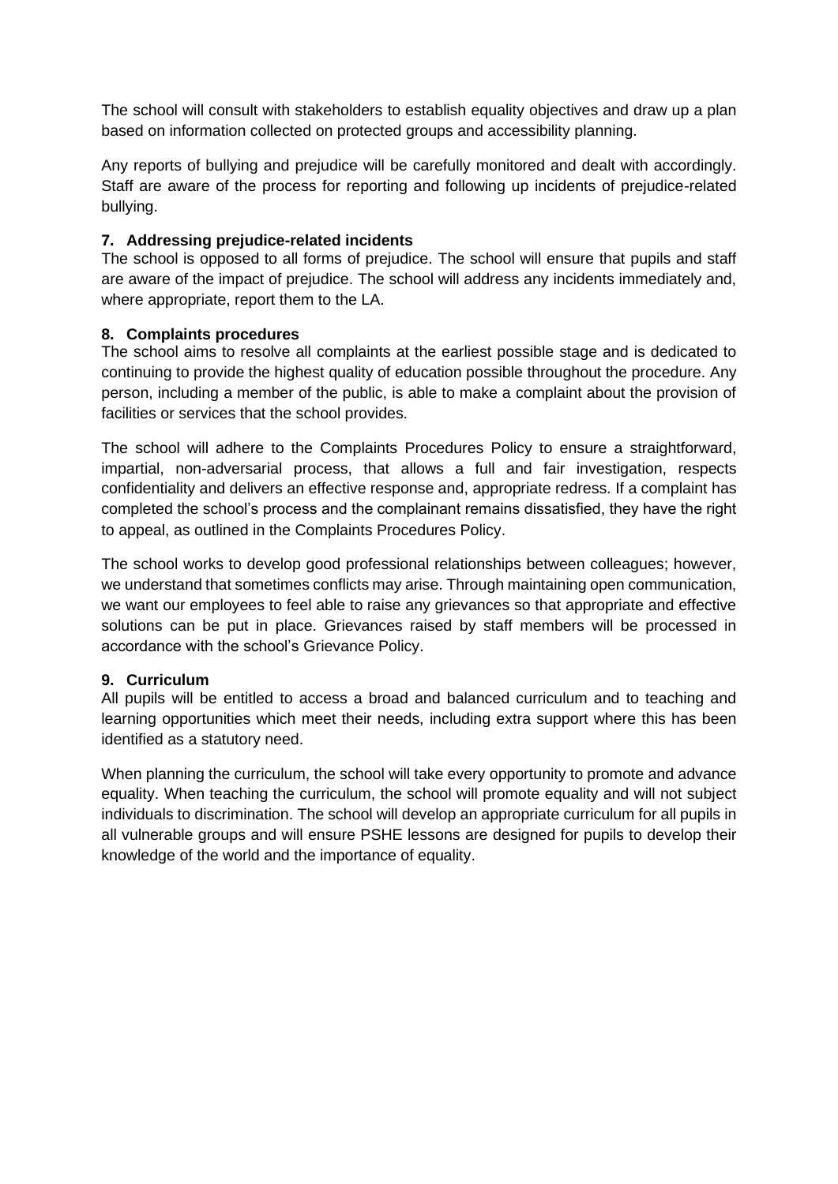The school will consult with stakeholders to establish equality objectives and draw up a plan based on information collected on protected groups and accessibility planning.

Any reports of bullying and prejudice will be carefully monitored and dealt with accordingly. Staff are aware of the process for reporting and following up incidents of prejudice-related bullying.

## 7. Addressing prejudice-related incidents

The school is opposed to all forms of prejudice. The school will ensure that pupils and staff are aware of the impact of prejudice. The school will address any incidents immediately and, where appropriate, report them to the LA.

## 8. Complaints procedures

The school aims to resolve all complaints at the earliest possible stage and is dedicated to continuing to provide the highest quality of education possible throughout the procedure. Any person, including a member of the public, is able to make a complaint about the provision of facilities or services that the school provides.

The school will adhere to the Complaints Procedures Policy to ensure a straightforward, impartial, non-adversarial process, that allows a full and fair investigation, respects confidentiality and delivers an effective response and, appropriate redress. If a complaint has completed the school's process and the complainant remains dissatisfied, they have the right to appeal, as outlined in the Complaints Procedures Policy.

The school works to develop good professional relationships between colleagues; however, we understand that sometimes conflicts may arise. Through maintaining open communication, we want our employees to feel able to raise any grievances so that appropriate and effective solutions can be put in place. Grievances raised by staff members will be processed in accordance with the school's Grievance Policy.

## 9. Curriculum

All pupils will be entitled to access a broad and balanced curriculum and to teaching and learning opportunities which meet their needs, including extra support where this has been identified as a statutory need.

When planning the curriculum, the school will take every opportunity to promote and advance equality. When teaching the curriculum, the school will promote equality and will not subject individuals to discrimination. The school will develop an appropriate curriculum for all pupils in all vulnerable groups and will ensure PSHE lessons are designed for pupils to develop their knowledge of the world and the importance of equality.